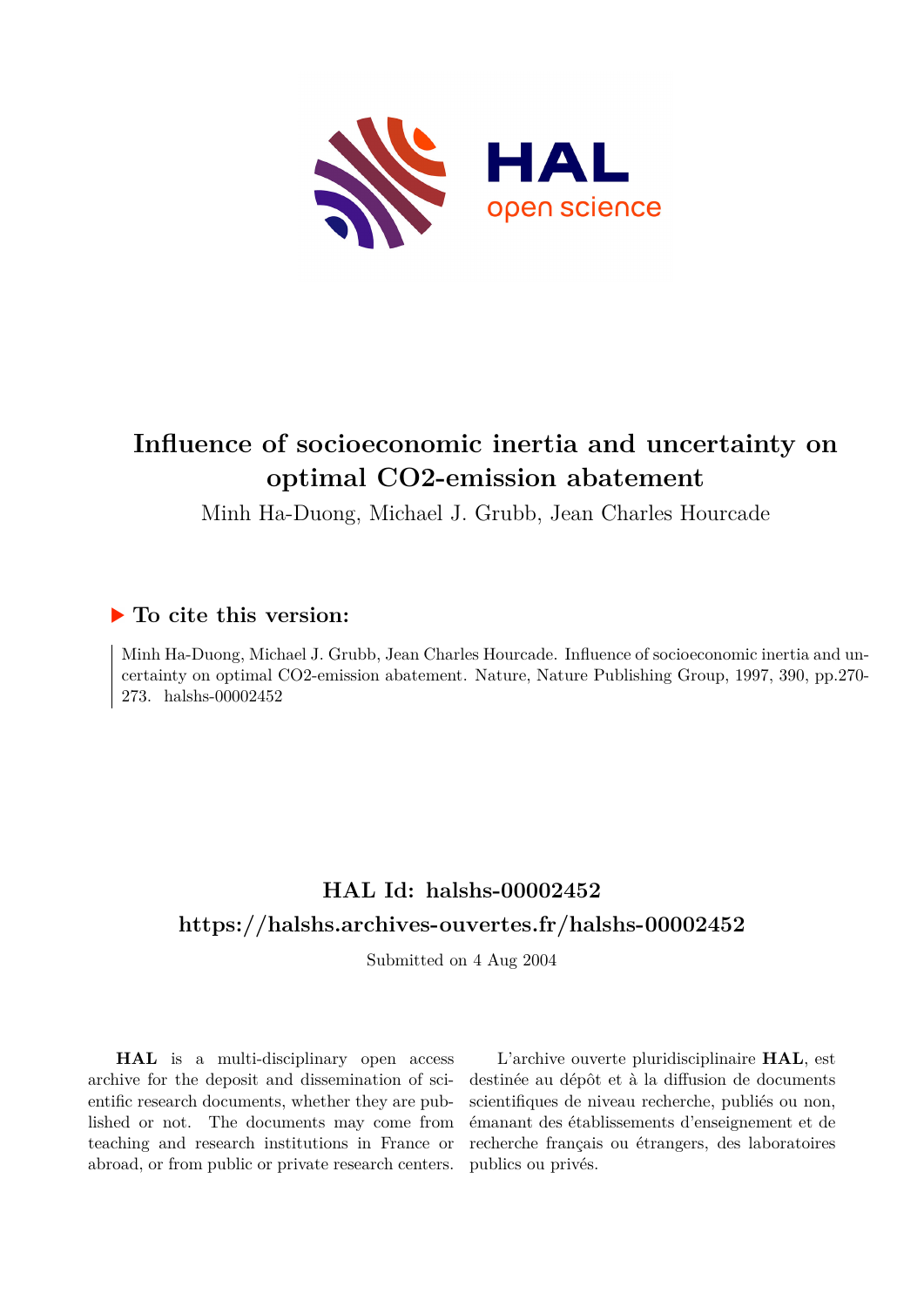# Influence of socioeconomic inertia and uncertainty on optimal CO2-emission abatement

Minh Ha-Duong, Michael J. Grubb, Jean Charles Hourcade

## ▶ To cite this version:

Minh Ha-Duong, Michael J. Grubb, Jean Charles Hourcade. Influence of socioeconomic inertia and uncertainty on optimal CO2-emission abatement. Nature, Nature Publishing Group, 1997, 390, pp.270-273. halshs-00002452

## HAL Id: halshs-00002452

## https://halshs.archives-ouvertes.fr/halshs-00002452

Submitted on 4 Aug 2004

**HAL** is a multi-disciplinary open access archive for the deposit and dissemination of scientific research documents, whether they are published or not. The documents may come from teaching and research institutions in France or abroad, or from public or private research centers.

L'archive ouverte pluridisciplinaire **HAL**, est destinée au dépôt et à la diffusion de documents scientifiques de niveau recherche, publiés ou non, émanant des établissements d'enseignement et de recherche français ou étrangers, des laboratoires publics ou privés.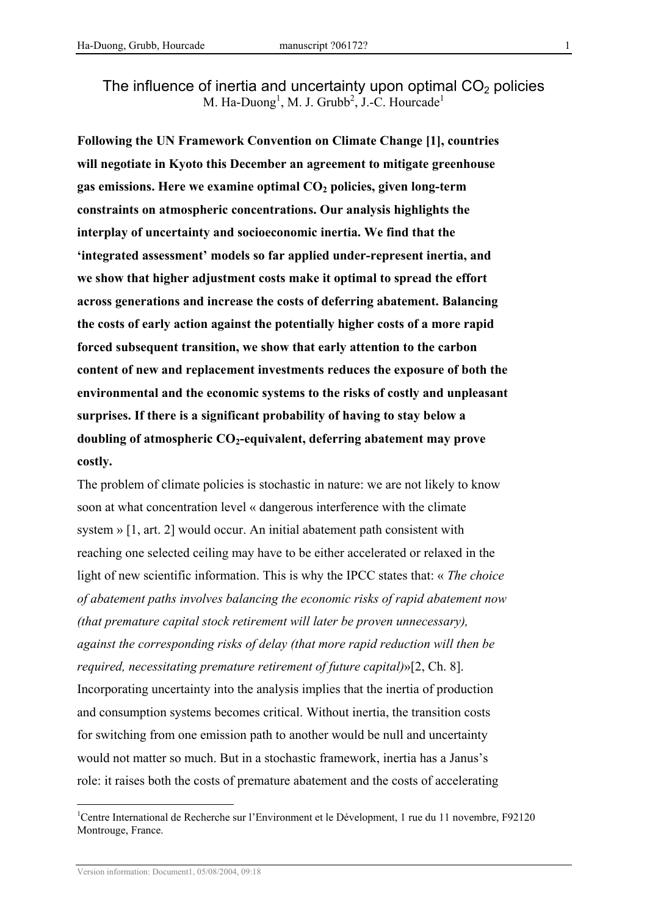# The influence of inertia and uncertainty upon optimal $CO_2$ policies

M. Ha-Duong[1], M. J. Grubb[2], J.-C. Hourcade[1]

**Following the UN Framework Convention on Climate Change [1], countries will negotiate in Kyoto this December an agreement to mitigate greenhouse gas emissions. Here we examine optimal $CO_2$ policies, given long-term constraints on atmospheric concentrations. Our analysis highlights the interplay of uncertainty and socioeconomic inertia. We find that the 'integrated assessment' models so far applied under-represent inertia, and we show that higher adjustment costs make it optimal to spread the effort across generations and increase the costs of deferring abatement. Balancing the costs of early action against the potentially higher costs of a more rapid forced subsequent transition, we show that early attention to the carbon content of new and replacement investments reduces the exposure of both the environmental and the economic systems to the risks of costly and unpleasant surprises. If there is a significant probability of having to stay below a doubling of atmospheric $CO_2$-equivalent, deferring abatement may prove costly.**

The problem of climate policies is stochastic in nature: we are not likely to know soon at what concentration level « dangerous interference with the climate system » [1, art. 2] would occur. An initial abatement path consistent with reaching one selected ceiling may have to be either accelerated or relaxed in the light of new scientific information. This is why the IPCC states that: « *The choice of abatement paths involves balancing the economic risks of rapid abatement now (that premature capital stock retirement will later be proven unnecessary), against the corresponding risks of delay (that more rapid reduction will then be required, necessitating premature retirement of future capital)*»[2, Ch. 8]. Incorporating uncertainty into the analysis implies that the inertia of production and consumption systems becomes critical. Without inertia, the transition costs for switching from one emission path to another would be null and uncertainty would not matter so much. But in a stochastic framework, inertia has a Janus's role: it raises both the costs of premature abatement and the costs of accelerating

---

[1] Centre International de Recherche sur l'Environment et le Dévelopment, 1 rue du 11 novembre, F92120 Montrouge, France.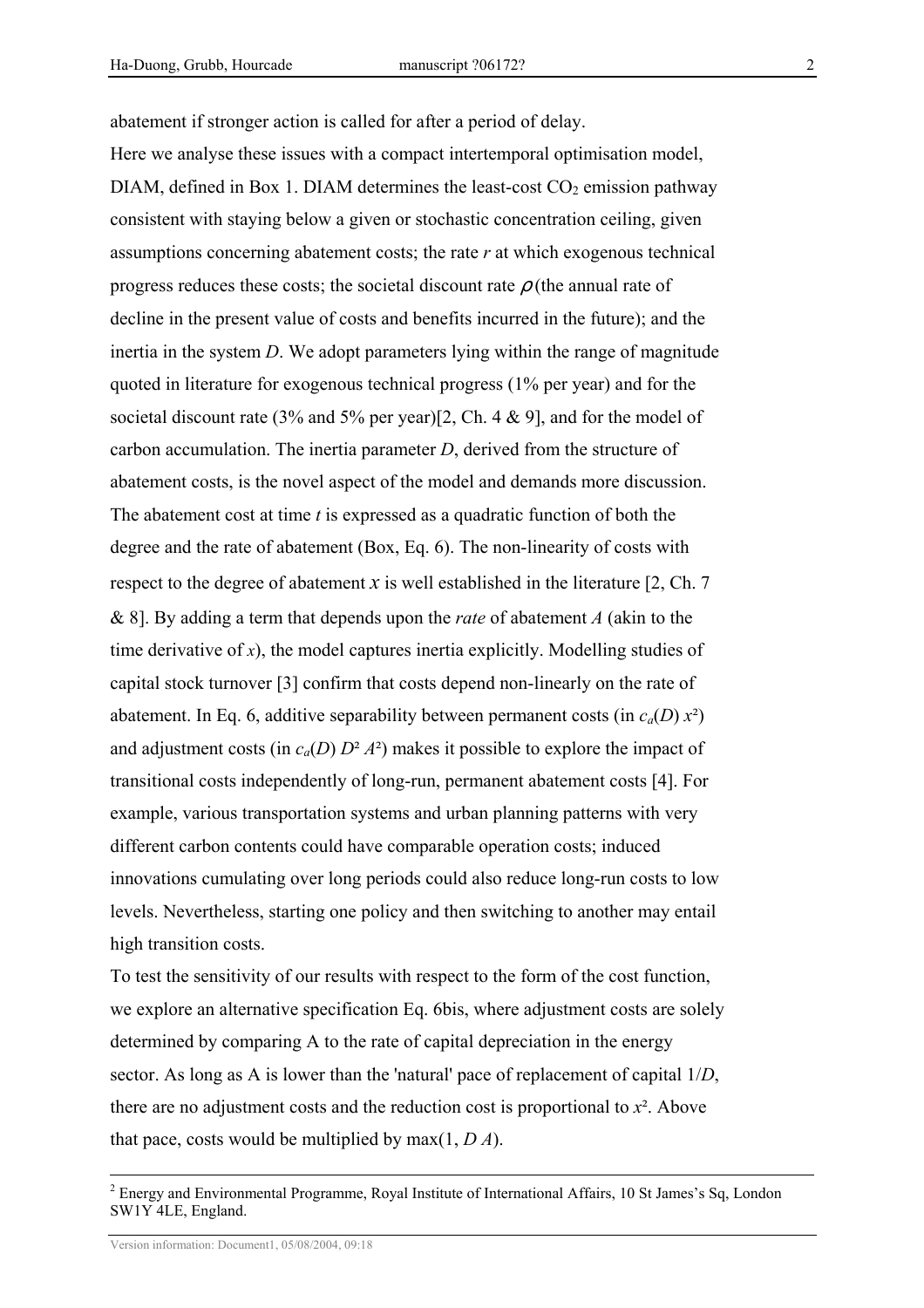abatement if stronger action is called for after a period of delay.

Here we analyse these issues with a compact intertemporal optimisation model, DIAM, defined in Box 1. DIAM determines the least-cost $CO_2$ emission pathway consistent with staying below a given or stochastic concentration ceiling, given assumptions concerning abatement costs; the rate *r* at which exogenous technical progress reduces these costs; the societal discount rate $\rho$ (the annual rate of decline in the present value of costs and benefits incurred in the future); and the inertia in the system *D*. We adopt parameters lying within the range of magnitude quoted in literature for exogenous technical progress (1% per year) and for the societal discount rate (3% and 5% per year)[2, Ch. 4 & 9], and for the model of carbon accumulation. The inertia parameter *D*, derived from the structure of abatement costs, is the novel aspect of the model and demands more discussion. The abatement cost at time *t* is expressed as a quadratic function of both the degree and the rate of abatement (Box, Eq. 6). The non-linearity of costs with respect to the degree of abatement $x$ is well established in the literature [2, Ch. 7 & 8]. By adding a term that depends upon the *rate* of abatement *A* (akin to the time derivative of $x$), the model captures inertia explicitly. Modelling studies of capital stock turnover [3] confirm that costs depend non-linearly on the rate of abatement. In Eq. 6, additive separability between permanent costs (in $c_a(D)\, x^2$) and adjustment costs (in $c_a(D)\, D^2 A^2$) makes it possible to explore the impact of transitional costs independently of long-run, permanent abatement costs [4]. For example, various transportation systems and urban planning patterns with very different carbon contents could have comparable operation costs; induced innovations cumulating over long periods could also reduce long-run costs to low levels. Nevertheless, starting one policy and then switching to another may entail high transition costs.

To test the sensitivity of our results with respect to the form of the cost function, we explore an alternative specification Eq. 6bis, where adjustment costs are solely determined by comparing A to the rate of capital depreciation in the energy sector. As long as A is lower than the 'natural' pace of replacement of capital $1/D$, there are no adjustment costs and the reduction cost is proportional to $x^2$. Above that pace, costs would be multiplied by $\max(1, D\,A)$.

[2] Energy and Environmental Programme, Royal Institute of International Affairs, 10 St James's Sq, London SW1Y 4LE, England.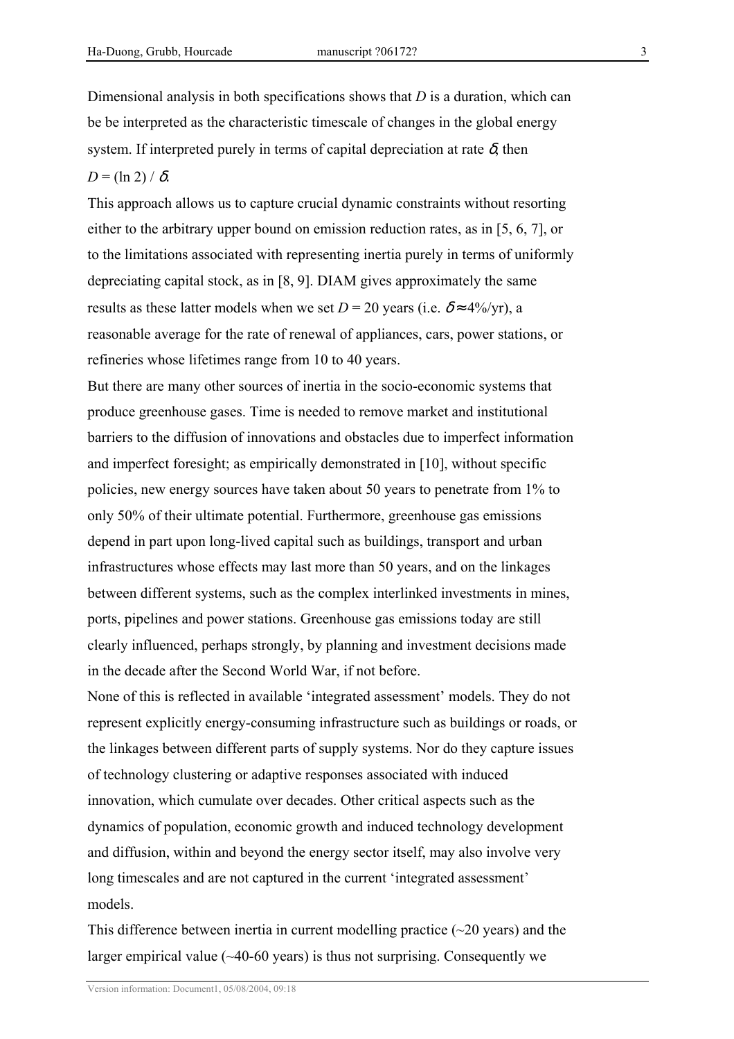Dimensional analysis in both specifications shows that $D$ is a duration, which can be be interpreted as the characteristic timescale of changes in the global energy system. If interpreted purely in terms of capital depreciation at rate $\delta$, then $D = (\ln 2) / \delta$.

This approach allows us to capture crucial dynamic constraints without resorting either to the arbitrary upper bound on emission reduction rates, as in [5, 6, 7], or to the limitations associated with representing inertia purely in terms of uniformly depreciating capital stock, as in [8, 9]. DIAM gives approximately the same results as these latter models when we set $D = 20$ years (i.e. $\delta \approx 4\%$/yr), a reasonable average for the rate of renewal of appliances, cars, power stations, or refineries whose lifetimes range from 10 to 40 years.

But there are many other sources of inertia in the socio-economic systems that produce greenhouse gases. Time is needed to remove market and institutional barriers to the diffusion of innovations and obstacles due to imperfect information and imperfect foresight; as empirically demonstrated in [10], without specific policies, new energy sources have taken about 50 years to penetrate from 1% to only 50% of their ultimate potential. Furthermore, greenhouse gas emissions depend in part upon long-lived capital such as buildings, transport and urban infrastructures whose effects may last more than 50 years, and on the linkages between different systems, such as the complex interlinked investments in mines, ports, pipelines and power stations. Greenhouse gas emissions today are still clearly influenced, perhaps strongly, by planning and investment decisions made in the decade after the Second World War, if not before.

None of this is reflected in available 'integrated assessment' models. They do not represent explicitly energy-consuming infrastructure such as buildings or roads, or the linkages between different parts of supply systems. Nor do they capture issues of technology clustering or adaptive responses associated with induced innovation, which cumulate over decades. Other critical aspects such as the dynamics of population, economic growth and induced technology development and diffusion, within and beyond the energy sector itself, may also involve very long timescales and are not captured in the current 'integrated assessment' models.

This difference between inertia in current modelling practice (~20 years) and the larger empirical value (~40-60 years) is thus not surprising. Consequently we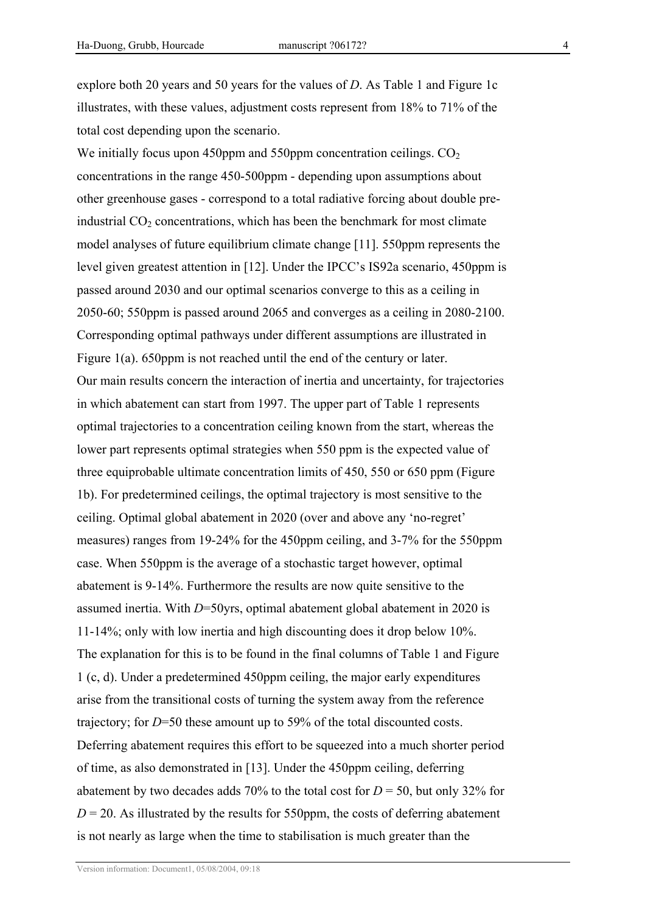explore both 20 years and 50 years for the values of *D*. As Table 1 and Figure 1c illustrates, with these values, adjustment costs represent from 18% to 71% of the total cost depending upon the scenario.

We initially focus upon 450ppm and 550ppm concentration ceilings. $CO_2$ concentrations in the range 450-500ppm - depending upon assumptions about other greenhouse gases - correspond to a total radiative forcing about double pre-industrial $CO_2$ concentrations, which has been the benchmark for most climate model analyses of future equilibrium climate change [11]. 550ppm represents the level given greatest attention in [12]. Under the IPCC's IS92a scenario, 450ppm is passed around 2030 and our optimal scenarios converge to this as a ceiling in 2050-60; 550ppm is passed around 2065 and converges as a ceiling in 2080-2100. Corresponding optimal pathways under different assumptions are illustrated in Figure 1(a). 650ppm is not reached until the end of the century or later.

Our main results concern the interaction of inertia and uncertainty, for trajectories in which abatement can start from 1997. The upper part of Table 1 represents optimal trajectories to a concentration ceiling known from the start, whereas the lower part represents optimal strategies when 550 ppm is the expected value of three equiprobable ultimate concentration limits of 450, 550 or 650 ppm (Figure 1b). For predetermined ceilings, the optimal trajectory is most sensitive to the ceiling. Optimal global abatement in 2020 (over and above any 'no-regret' measures) ranges from 19-24% for the 450ppm ceiling, and 3-7% for the 550ppm case. When 550ppm is the average of a stochastic target however, optimal abatement is 9-14%. Furthermore the results are now quite sensitive to the assumed inertia. With *D*=50yrs, optimal abatement global abatement in 2020 is 11-14%; only with low inertia and high discounting does it drop below 10%.

The explanation for this is to be found in the final columns of Table 1 and Figure 1 (c, d). Under a predetermined 450ppm ceiling, the major early expenditures arise from the transitional costs of turning the system away from the reference trajectory; for *D*=50 these amount up to 59% of the total discounted costs. Deferring abatement requires this effort to be squeezed into a much shorter period of time, as also demonstrated in [13]. Under the 450ppm ceiling, deferring abatement by two decades adds 70% to the total cost for *D* = 50, but only 32% for *D* = 20. As illustrated by the results for 550ppm, the costs of deferring abatement is not nearly as large when the time to stabilisation is much greater than the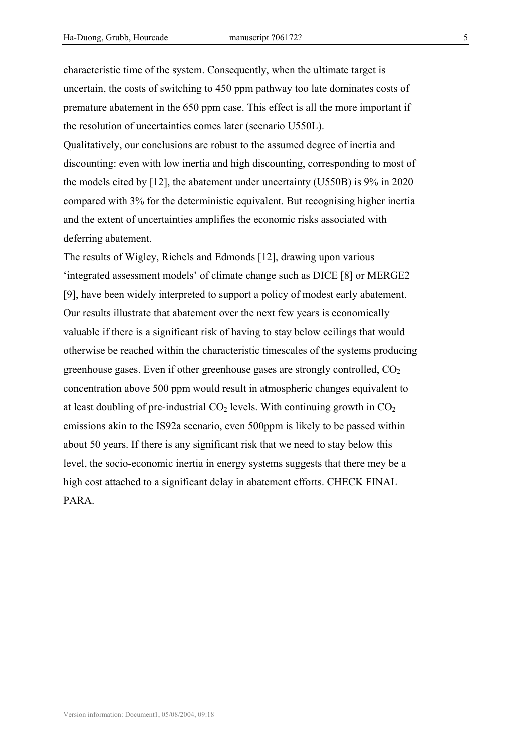characteristic time of the system. Consequently, when the ultimate target is uncertain, the costs of switching to 450 ppm pathway too late dominates costs of premature abatement in the 650 ppm case. This effect is all the more important if the resolution of uncertainties comes later (scenario U550L).

Qualitatively, our conclusions are robust to the assumed degree of inertia and discounting: even with low inertia and high discounting, corresponding to most of the models cited by [12], the abatement under uncertainty (U550B) is 9% in 2020 compared with 3% for the deterministic equivalent. But recognising higher inertia and the extent of uncertainties amplifies the economic risks associated with deferring abatement.

The results of Wigley, Richels and Edmonds [12], drawing upon various 'integrated assessment models' of climate change such as DICE [8] or MERGE2 [9], have been widely interpreted to support a policy of modest early abatement. Our results illustrate that abatement over the next few years is economically valuable if there is a significant risk of having to stay below ceilings that would otherwise be reached within the characteristic timescales of the systems producing greenhouse gases. Even if other greenhouse gases are strongly controlled, $CO_2$ concentration above 500 ppm would result in atmospheric changes equivalent to at least doubling of pre-industrial $CO_2$ levels. With continuing growth in $CO_2$ emissions akin to the IS92a scenario, even 500ppm is likely to be passed within about 50 years. If there is any significant risk that we need to stay below this level, the socio-economic inertia in energy systems suggests that there mey be a high cost attached to a significant delay in abatement efforts. CHECK FINAL PARA.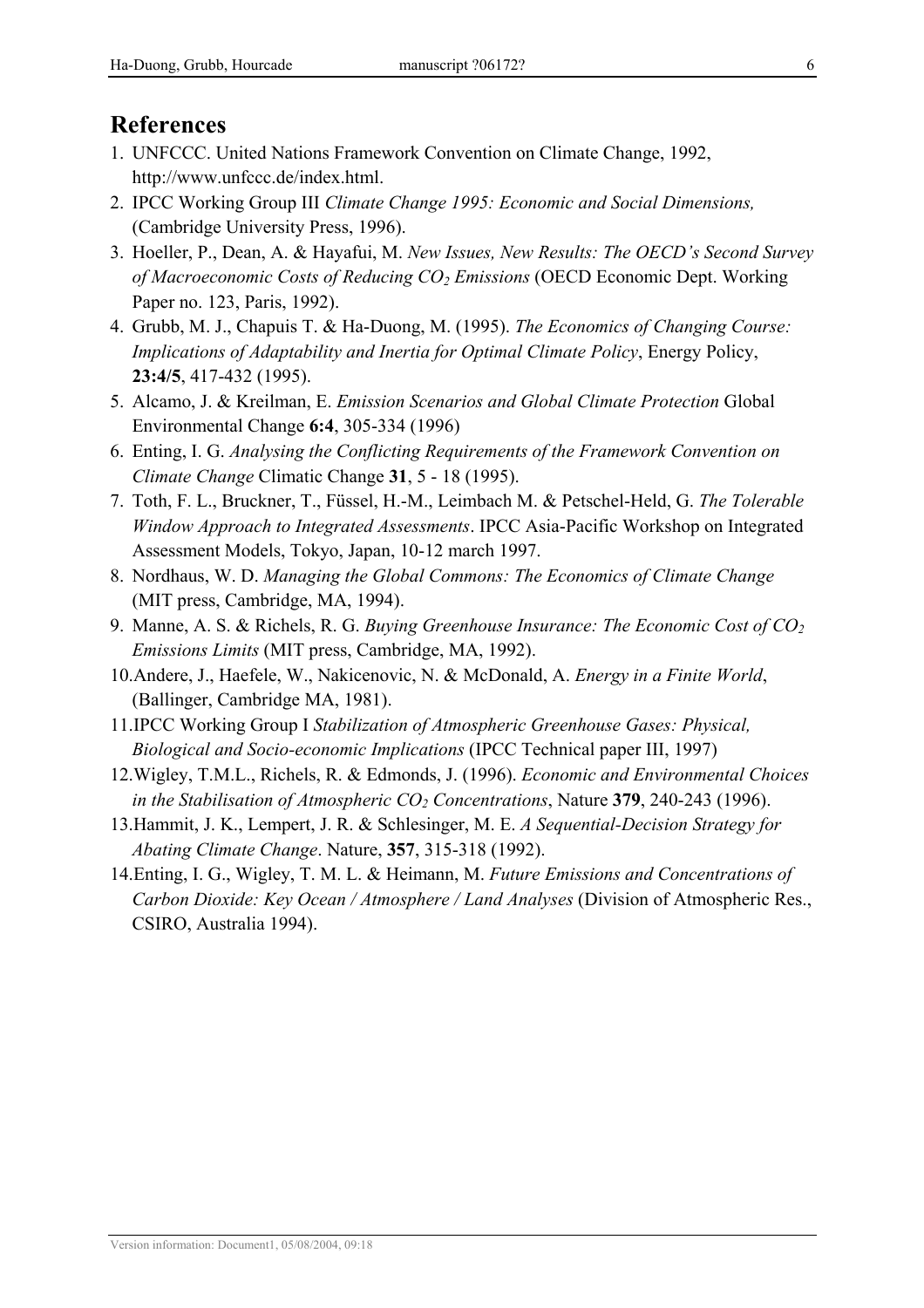## References

1. UNFCCC. United Nations Framework Convention on Climate Change, 1992, http://www.unfccc.de/index.html.
2. IPCC Working Group III *Climate Change 1995: Economic and Social Dimensions,* (Cambridge University Press, 1996).
3. Hoeller, P., Dean, A. & Hayafui, M. *New Issues, New Results: The OECD's Second Survey of Macroeconomic Costs of Reducing $CO_2$ Emissions* (OECD Economic Dept. Working Paper no. 123, Paris, 1992).
4. Grubb, M. J., Chapuis T. & Ha-Duong, M. (1995). *The Economics of Changing Course: Implications of Adaptability and Inertia for Optimal Climate Policy*, Energy Policy, **23:4/5**, 417-432 (1995).
5. Alcamo, J. & Kreilman, E. *Emission Scenarios and Global Climate Protection* Global Environmental Change **6:4**, 305-334 (1996)
6. Enting, I. G. *Analysing the Conflicting Requirements of the Framework Convention on Climate Change* Climatic Change **31**, 5 - 18 (1995).
7. Toth, F. L., Bruckner, T., Füssel, H.-M., Leimbach M. & Petschel-Held, G. *The Tolerable Window Approach to Integrated Assessments*. IPCC Asia-Pacific Workshop on Integrated Assessment Models, Tokyo, Japan, 10-12 march 1997.
8. Nordhaus, W. D. *Managing the Global Commons: The Economics of Climate Change* (MIT press, Cambridge, MA, 1994).
9. Manne, A. S. & Richels, R. G. *Buying Greenhouse Insurance: The Economic Cost of $CO_2$ Emissions Limits* (MIT press, Cambridge, MA, 1992).
10. Andere, J., Haefele, W., Nakicenovic, N. & McDonald, A. *Energy in a Finite World*, (Ballinger, Cambridge MA, 1981).
11. IPCC Working Group I *Stabilization of Atmospheric Greenhouse Gases: Physical, Biological and Socio-economic Implications* (IPCC Technical paper III, 1997)
12. Wigley, T.M.L., Richels, R. & Edmonds, J. (1996). *Economic and Environmental Choices in the Stabilisation of Atmospheric $CO_2$ Concentrations*, Nature **379**, 240-243 (1996).
13. Hammit, J. K., Lempert, J. R. & Schlesinger, M. E. *A Sequential-Decision Strategy for Abating Climate Change*. Nature, **357**, 315-318 (1992).
14. Enting, I. G., Wigley, T. M. L. & Heimann, M. *Future Emissions and Concentrations of Carbon Dioxide: Key Ocean / Atmosphere / Land Analyses* (Division of Atmospheric Res., CSIRO, Australia 1994).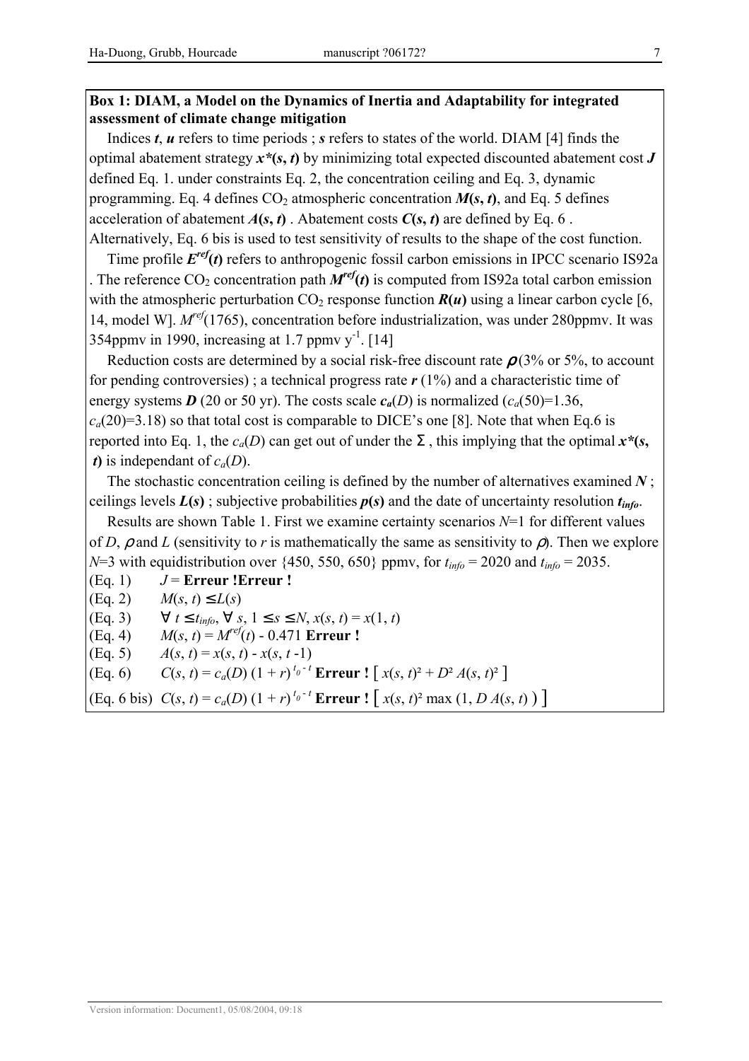**Box 1: DIAM, a Model on the Dynamics of Inertia and Adaptability for integrated assessment of climate change mitigation**

Indices ***t***, ***u*** refers to time periods ; ***s*** refers to states of the world. DIAM [4] finds the optimal abatement strategy ***x\*(s, t)*** by minimizing total expected discounted abatement cost ***J*** defined Eq. 1. under constraints Eq. 2, the concentration ceiling and Eq. 3, dynamic programming. Eq. 4 defines $CO_2$ atmospheric concentration ***M(s, t)***, and Eq. 5 defines acceleration of abatement ***A(s, t)*** . Abatement costs ***C(s, t)*** are defined by Eq. 6 . Alternatively, Eq. 6 bis is used to test sensitivity of results to the shape of the cost function.

Time profile $E^{ref}(t)$ refers to anthropogenic fossil carbon emissions in IPCC scenario IS92a . The reference $CO_2$ concentration path $M^{ref}(t)$ is computed from IS92a total carbon emission with the atmospheric perturbation $CO_2$ response function ***R(u)*** using a linear carbon cycle [6, 14, model W]. $M^{ref}(1765)$, concentration before industrialization, was under 280ppmv. It was 354ppmv in 1990, increasing at 1.7 ppmv $y^{-1}$. [14]

Reduction costs are determined by a social risk-free discount rate $\rho$ (3% or 5%, to account for pending controversies) ; a technical progress rate ***r*** (1%) and a characteristic time of energy systems ***D*** (20 or 50 yr). The costs scale $c_a(D)$ is normalized ($c_a(50)$=1.36, $c_a(20)$=3.18) so that total cost is comparable to DICE's one [8]. Note that when Eq.6 is reported into Eq. 1, the $c_a(D)$ can get out of under the $\Sigma$ , this implying that the optimal ***x\*(s, t)*** is independant of $c_a(D)$.

The stochastic concentration ceiling is defined by the number of alternatives examined ***N*** ; ceilings levels ***L(s)*** ; subjective probabilities ***p(s)*** and the date of uncertainty resolution $t_{info}$.

Results are shown Table 1. First we examine certainty scenarios $N$=1 for different values of $D$, $\rho$ and $L$ (sensitivity to $r$ is mathematically the same as sensitivity to $\rho$). Then we explore $N$=3 with equidistribution over {450, 550, 650} ppmv, for $t_{info}$ = 2020 and $t_{info}$ = 2035.

(Eq. 1) $J$ = **Erreur !Erreur !**

(Eq. 2) $M(s, t) \leq L(s)$

(Eq. 3) $\forall\ t \leq t_{info}, \forall\ s, 1 \leq s \leq N, x(s, t) = x(1, t)$

(Eq. 4) $M(s, t) = M^{ref}(t) - 0.471$ **Erreur !**

(Eq. 5) $A(s, t) = x(s, t) - x(s, t - 1)$

(Eq. 6) $C(s, t) = c_a(D)\,(1 + r)^{t_0 - t}$ **Erreur !** $\left[\, x(s, t)^2 + D^2 A(s, t)^2 \,\right]$

(Eq. 6 bis) $C(s, t) = c_a(D)\,(1 + r)^{t_0 - t}$ **Erreur !** $\left[\, x(s, t)^2 \max(1, D\,A(s, t)) \,\right]$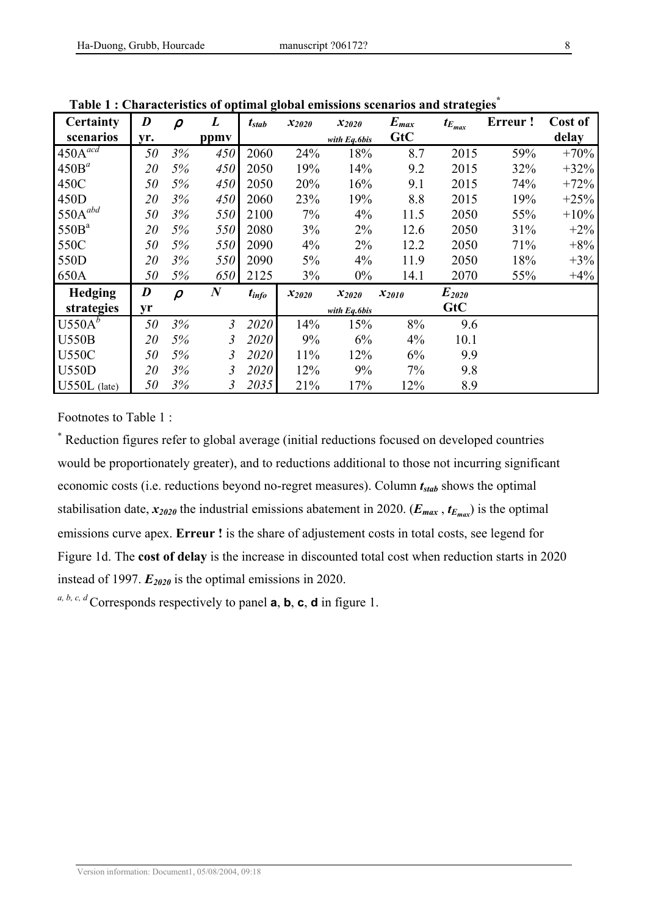**Table 1 : Characteristics of optimal global emissions scenarios and strategies[*]**

| **Certainty scenarios** | ***D*** yr. | ***ρ*** | ***L*** ppmv | $t_{stab}$ | $x_{2020}$ | $x_{2020}$ *with Eq.6bis* | $E_{max}$ GtC | $t_{E_{max}}$ | **Erreur !** | **Cost of delay** |
|---|---|---|---|---|---|---|---|---|---|---|
| 450A[acd] | *50* | *3%* | *450* | 2060 | 24% | 18% | 8.7 | 2015 | 59% | +70% |
| 450B[a] | *20* | *5%* | *450* | 2050 | 19% | 14% | 9.2 | 2015 | 32% | +32% |
| 450C | *50* | *5%* | *450* | 2050 | 20% | 16% | 9.1 | 2015 | 74% | +72% |
| 450D | *20* | *3%* | *450* | 2060 | 23% | 19% | 8.8 | 2015 | 19% | +25% |
| 550A[abd] | *50* | *3%* | *550* | 2100 | 7% | 4% | 11.5 | 2050 | 55% | +10% |
| 550B[a] | *20* | *5%* | *550* | 2080 | 3% | 2% | 12.6 | 2050 | 31% | +2% |
| 550C | *50* | *5%* | *550* | 2090 | 4% | 2% | 12.2 | 2050 | 71% | +8% |
| 550D | *20* | *3%* | *550* | 2090 | 5% | 4% | 11.9 | 2050 | 18% | +3% |
| 650A | *50* | *5%* | *650* | 2125 | 3% | 0% | 14.1 | 2070 | 55% | +4% |
| **Hedging strategies** | ***D*** yr | ***ρ*** | ***N*** | $t_{info}$ | $x_{2020}$ | $x_{2020}$ *with Eq.6bis* | $x_{2010}$ | $E_{2020}$ GtC | | |
| U550A[b] | *50* | *3%* | *3* | *2020* | 14% | 15% | 8% | 9.6 | | |
| U550B | *20* | *5%* | *3* | *2020* | 9% | 6% | 4% | 10.1 | | |
| U550C | *50* | *5%* | *3* | *2020* | 11% | 12% | 6% | 9.9 | | |
| U550D | *20* | *3%* | *3* | *2020* | 12% | 9% | 7% | 9.8 | | |
| U550L (late) | *50* | *3%* | *3* | *2035* | 21% | 17% | 12% | 8.9 | | |

Footnotes to Table 1 :

[*] Reduction figures refer to global average (initial reductions focused on developed countries would be proportionately greater), and to reductions additional to those not incurring significant economic costs (i.e. reductions beyond no-regret measures). Column $t_{stab}$ shows the optimal stabilisation date, $x_{2020}$ the industrial emissions abatement in 2020. ($E_{max}$ , $t_{E_{max}}$) is the optimal emissions curve apex. **Erreur !** is the share of adjustement costs in total costs, see legend for Figure 1d. The **cost of delay** is the increase in discounted total cost when reduction starts in 2020 instead of 1997. $E_{2020}$ is the optimal emissions in 2020.

[a, b, c, d] Corresponds respectively to panel **a**, **b**, **c**, **d** in figure 1.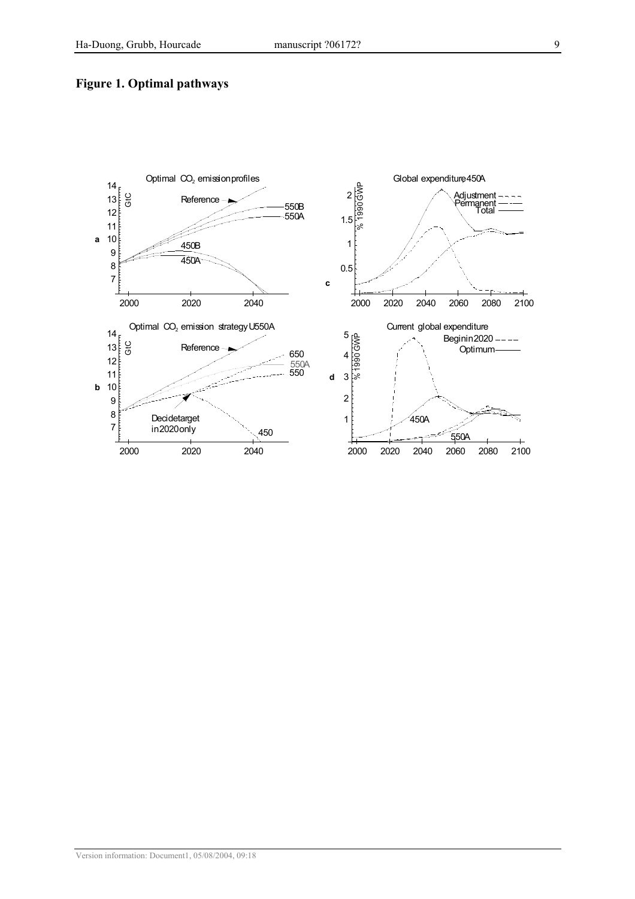## Figure 1. Optimal pathways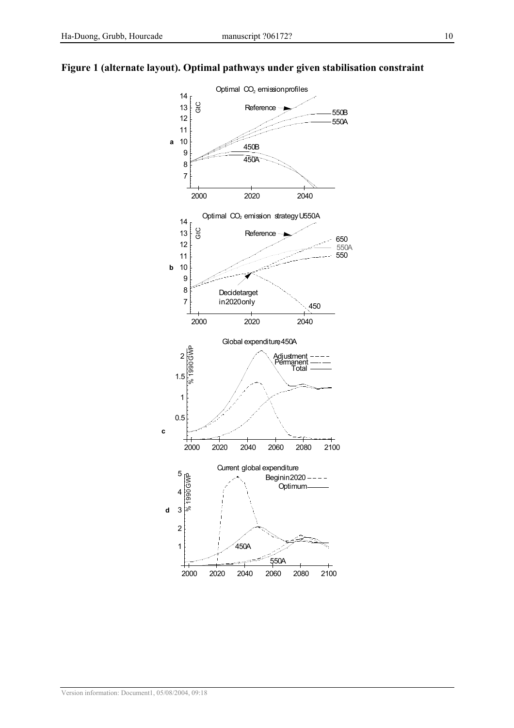**Figure 1 (alternate layout). Optimal pathways under given stabilisation constraint**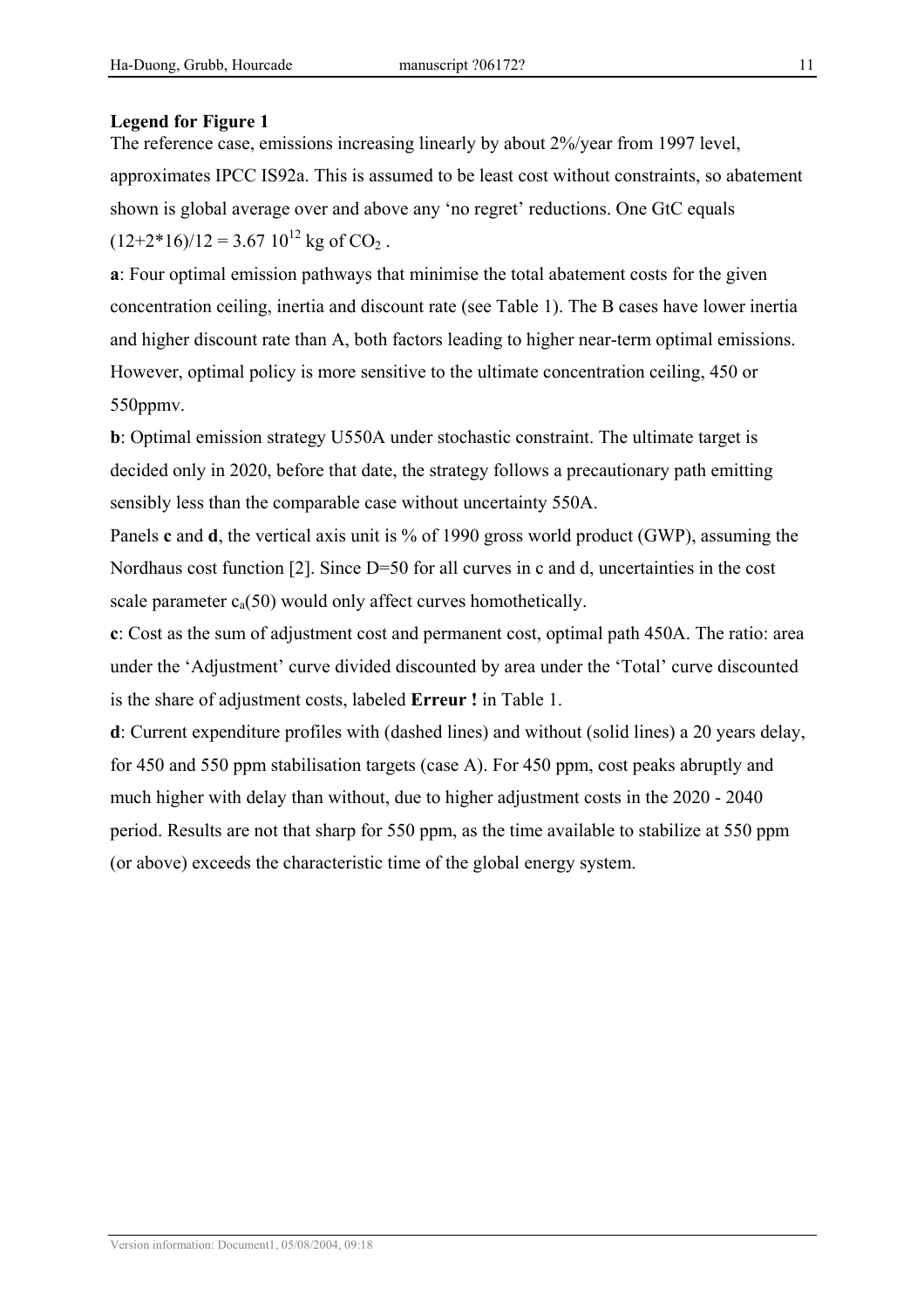**Legend for Figure 1**

The reference case, emissions increasing linearly by about 2%/year from 1997 level, approximates IPCC IS92a. This is assumed to be least cost without constraints, so abatement shown is global average over and above any 'no regret' reductions. One GtC equals $(12+2*16)/12 = 3.67\ 10^{12}$ kg of $CO_2$ .

**a**: Four optimal emission pathways that minimise the total abatement costs for the given concentration ceiling, inertia and discount rate (see Table 1). The B cases have lower inertia and higher discount rate than A, both factors leading to higher near-term optimal emissions. However, optimal policy is more sensitive to the ultimate concentration ceiling, 450 or 550ppmv.

**b**: Optimal emission strategy U550A under stochastic constraint. The ultimate target is decided only in 2020, before that date, the strategy follows a precautionary path emitting sensibly less than the comparable case without uncertainty 550A.

Panels **c** and **d**, the vertical axis unit is % of 1990 gross world product (GWP), assuming the Nordhaus cost function [2]. Since D=50 for all curves in c and d, uncertainties in the cost scale parameter $c_a(50)$ would only affect curves homothetically.

**c**: Cost as the sum of adjustment cost and permanent cost, optimal path 450A. The ratio: area under the 'Adjustment' curve divided discounted by area under the 'Total' curve discounted is the share of adjustment costs, labeled **Erreur !** in Table 1.

**d**: Current expenditure profiles with (dashed lines) and without (solid lines) a 20 years delay, for 450 and 550 ppm stabilisation targets (case A). For 450 ppm, cost peaks abruptly and much higher with delay than without, due to higher adjustment costs in the 2020 - 2040 period. Results are not that sharp for 550 ppm, as the time available to stabilize at 550 ppm (or above) exceeds the characteristic time of the global energy system.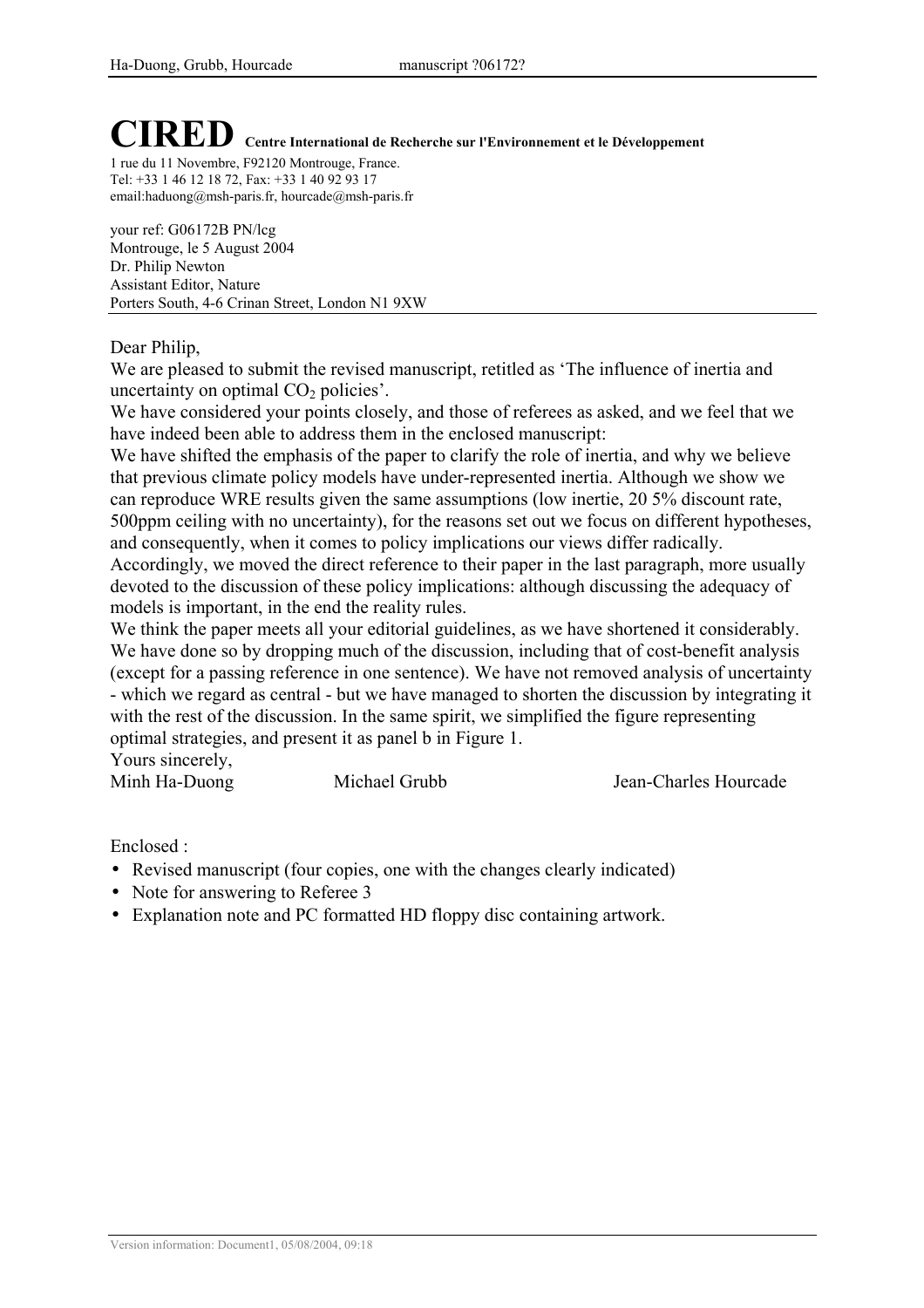# CIRED Centre International de Recherche sur l'Environnement et le Développement

1 rue du 11 Novembre, F92120 Montrouge, France.
Tel: +33 1 46 12 18 72, Fax: +33 1 40 92 93 17
email:haduong@msh-paris.fr, hourcade@msh-paris.fr

your ref: G06172B PN/lcg
Montrouge, le 5 August 2004
Dr. Philip Newton
Assistant Editor, Nature
Porters South, 4-6 Crinan Street, London N1 9XW

---

Dear Philip,

We are pleased to submit the revised manuscript, retitled as 'The influence of inertia and uncertainty on optimal $CO_2$ policies'.

We have considered your points closely, and those of referees as asked, and we feel that we have indeed been able to address them in the enclosed manuscript:

We have shifted the emphasis of the paper to clarify the role of inertia, and why we believe that previous climate policy models have under-represented inertia. Although we show we can reproduce WRE results given the same assumptions (low inertie, 20 5% discount rate, 500ppm ceiling with no uncertainty), for the reasons set out we focus on different hypotheses, and consequently, when it comes to policy implications our views differ radically. Accordingly, we moved the direct reference to their paper in the last paragraph, more usually devoted to the discussion of these policy implications: although discussing the adequacy of models is important, in the end the reality rules.

We think the paper meets all your editorial guidelines, as we have shortened it considerably. We have done so by dropping much of the discussion, including that of cost-benefit analysis (except for a passing reference in one sentence). We have not removed analysis of uncertainty - which we regard as central - but we have managed to shorten the discussion by integrating it with the rest of the discussion. In the same spirit, we simplified the figure representing optimal strategies, and present it as panel b in Figure 1.

Yours sincerely,

Minh Ha-Duong Michael Grubb Jean-Charles Hourcade

Enclosed :

- Revised manuscript (four copies, one with the changes clearly indicated)
- Note for answering to Referee 3
- Explanation note and PC formatted HD floppy disc containing artwork.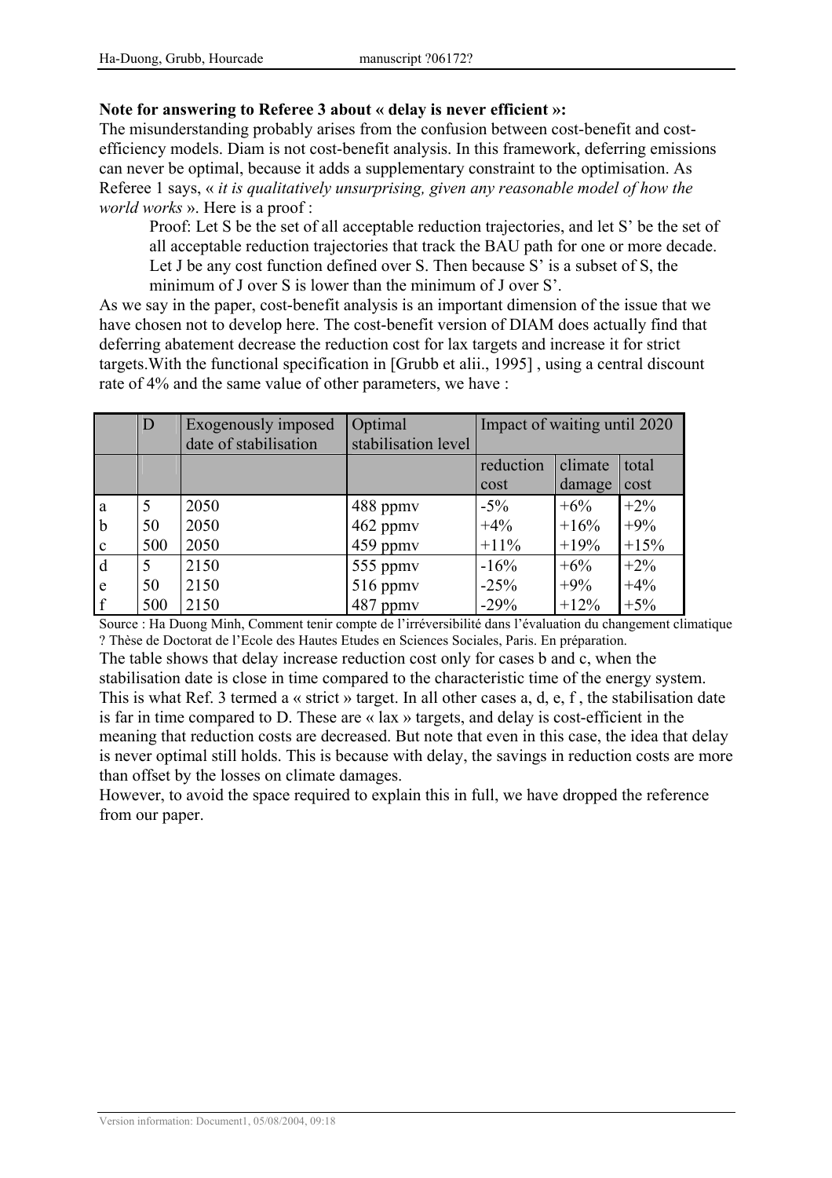**Note for answering to Referee 3 about « delay is never efficient »:**

The misunderstanding probably arises from the confusion between cost-benefit and cost-efficiency models. Diam is not cost-benefit analysis. In this framework, deferring emissions can never be optimal, because it adds a supplementary constraint to the optimisation. As Referee 1 says, « *it is qualitatively unsurprising, given any reasonable model of how the world works* ». Here is a proof :

> Proof: Let S be the set of all acceptable reduction trajectories, and let S' be the set of all acceptable reduction trajectories that track the BAU path for one or more decade. Let J be any cost function defined over S. Then because S' is a subset of S, the minimum of J over S is lower than the minimum of J over S'.

As we say in the paper, cost-benefit analysis is an important dimension of the issue that we have chosen not to develop here. The cost-benefit version of DIAM does actually find that deferring abatement decrease the reduction cost for lax targets and increase it for strict targets.With the functional specification in [Grubb et alii., 1995] , using a central discount rate of 4% and the same value of other parameters, we have :

| | D | Exogenously imposed date of stabilisation | Optimal stabilisation level | Impact of waiting until 2020 | | |
|---|---|---|---|---|---|---|
| | | | | reduction cost | climate damage | total cost |
| a | 5 | 2050 | 488 ppmv | -5% | +6% | +2% |
| b | 50 | 2050 | 462 ppmv | +4% | +16% | +9% |
| c | 500 | 2050 | 459 ppmv | +11% | +19% | +15% |
| d | 5 | 2150 | 555 ppmv | -16% | +6% | +2% |
| e | 50 | 2150 | 516 ppmv | -25% | +9% | +4% |
| f | 500 | 2150 | 487 ppmv | -29% | +12% | +5% |

Source : Ha Duong Minh, Comment tenir compte de l'irréversibilité dans l'évaluation du changement climatique ? Thèse de Doctorat de l'Ecole des Hautes Etudes en Sciences Sociales, Paris. En préparation.

The table shows that delay increase reduction cost only for cases b and c, when the stabilisation date is close in time compared to the characteristic time of the energy system. This is what Ref. 3 termed a « strict » target. In all other cases a, d, e, f , the stabilisation date is far in time compared to D. These are « lax » targets, and delay is cost-efficient in the meaning that reduction costs are decreased. But note that even in this case, the idea that delay is never optimal still holds. This is because with delay, the savings in reduction costs are more than offset by the losses on climate damages.

However, to avoid the space required to explain this in full, we have dropped the reference from our paper.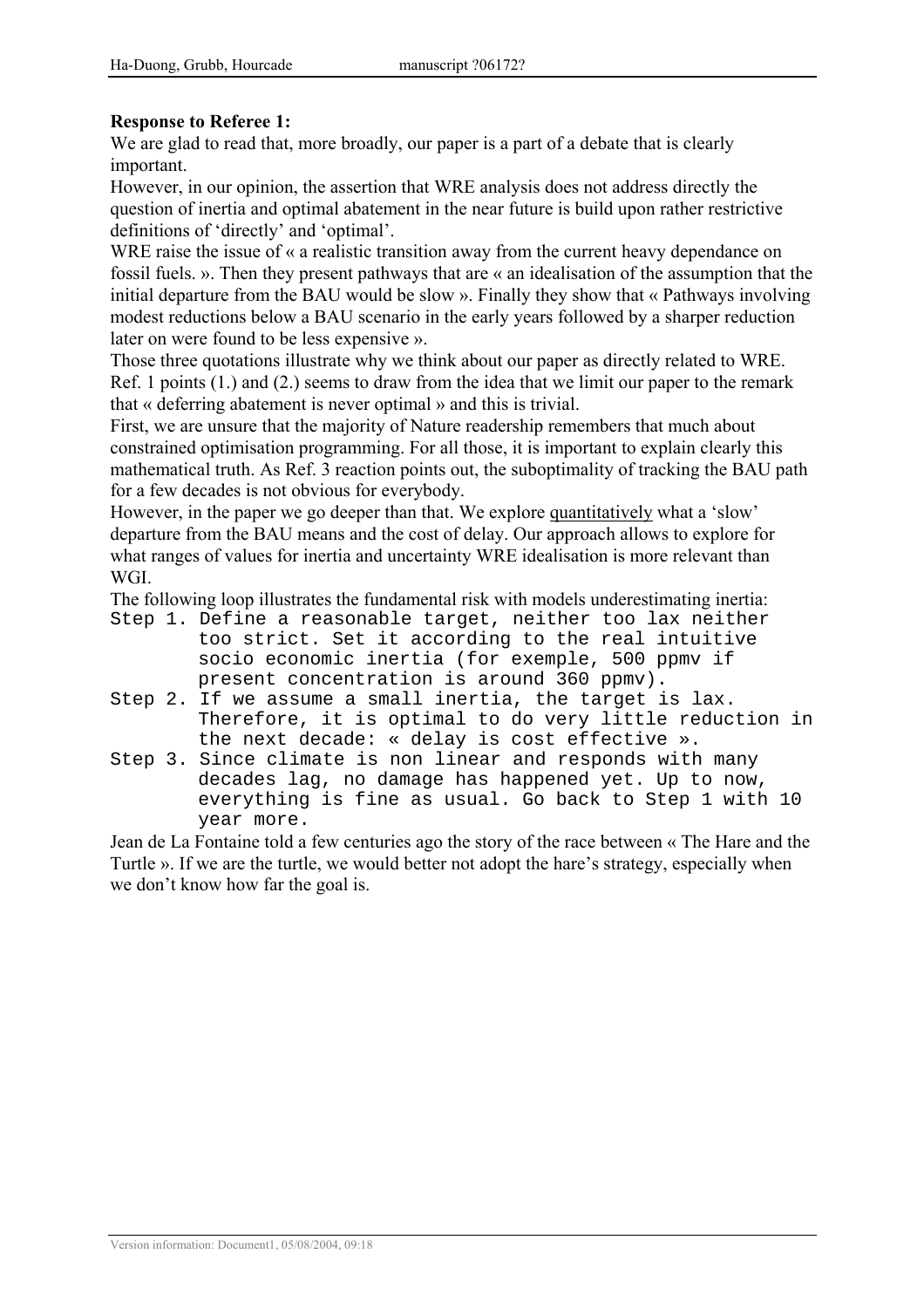**Response to Referee 1:**

We are glad to read that, more broadly, our paper is a part of a debate that is clearly important.

However, in our opinion, the assertion that WRE analysis does not address directly the question of inertia and optimal abatement in the near future is build upon rather restrictive definitions of 'directly' and 'optimal'.

WRE raise the issue of « a realistic transition away from the current heavy dependance on fossil fuels. ». Then they present pathways that are « an idealisation of the assumption that the initial departure from the BAU would be slow ». Finally they show that « Pathways involving modest reductions below a BAU scenario in the early years followed by a sharper reduction later on were found to be less expensive ».

Those three quotations illustrate why we think about our paper as directly related to WRE. Ref. 1 points (1.) and (2.) seems to draw from the idea that we limit our paper to the remark that « deferring abatement is never optimal » and this is trivial.

First, we are unsure that the majority of Nature readership remembers that much about constrained optimisation programming. For all those, it is important to explain clearly this mathematical truth. As Ref. 3 reaction points out, the suboptimality of tracking the BAU path for a few decades is not obvious for everybody.

However, in the paper we go deeper than that. We explore <u>quantitatively</u> what a 'slow' departure from the BAU means and the cost of delay. Our approach allows to explore for what ranges of values for inertia and uncertainty WRE idealisation is more relevant than WGI.

The following loop illustrates the fundamental risk with models underestimating inertia:

```
Step 1. Define a reasonable target, neither too lax neither
        too strict. Set it according to the real intuitive
        socio economic inertia (for exemple, 500 ppmv if
        present concentration is around 360 ppmv).
Step 2. If we assume a small inertia, the target is lax.
        Therefore, it is optimal to do very little reduction in
        the next decade: « delay is cost effective ».
Step 3. Since climate is non linear and responds with many
        decades lag, no damage has happened yet. Up to now,
        everything is fine as usual. Go back to Step 1 with 10
        year more.
```

Jean de La Fontaine told a few centuries ago the story of the race between « The Hare and the Turtle ». If we are the turtle, we would better not adopt the hare's strategy, especially when we don't know how far the goal is.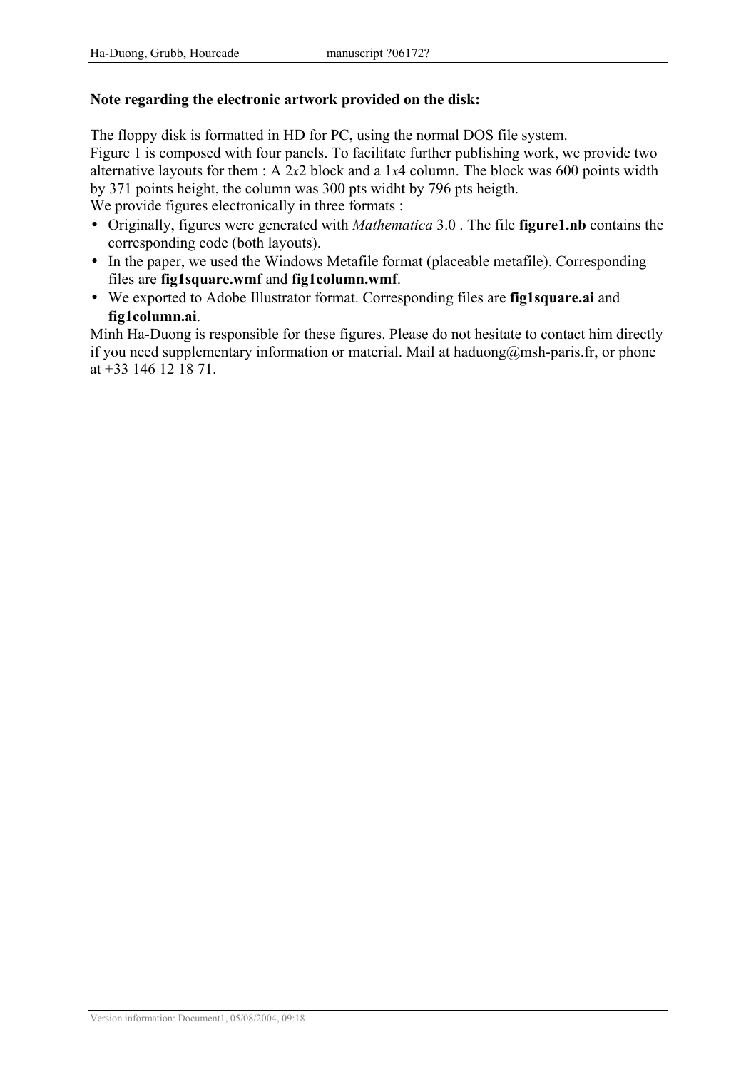**Note regarding the electronic artwork provided on the disk:**

The floppy disk is formatted in HD for PC, using the normal DOS file system.
Figure 1 is composed with four panels. To facilitate further publishing work, we provide two alternative layouts for them : A 2*x*2 block and a 1*x*4 column. The block was 600 points width by 371 points height, the column was 300 pts widht by 796 pts heigth.
We provide figures electronically in three formats :

- Originally, figures were generated with *Mathematica* 3.0 . The file **figure1.nb** contains the corresponding code (both layouts).
- In the paper, we used the Windows Metafile format (placeable metafile). Corresponding files are **fig1square.wmf** and **fig1column.wmf**.
- We exported to Adobe Illustrator format. Corresponding files are **fig1square.ai** and **fig1column.ai**.

Minh Ha-Duong is responsible for these figures. Please do not hesitate to contact him directly if you need supplementary information or material. Mail at haduong@msh-paris.fr, or phone at +33 146 12 18 71.